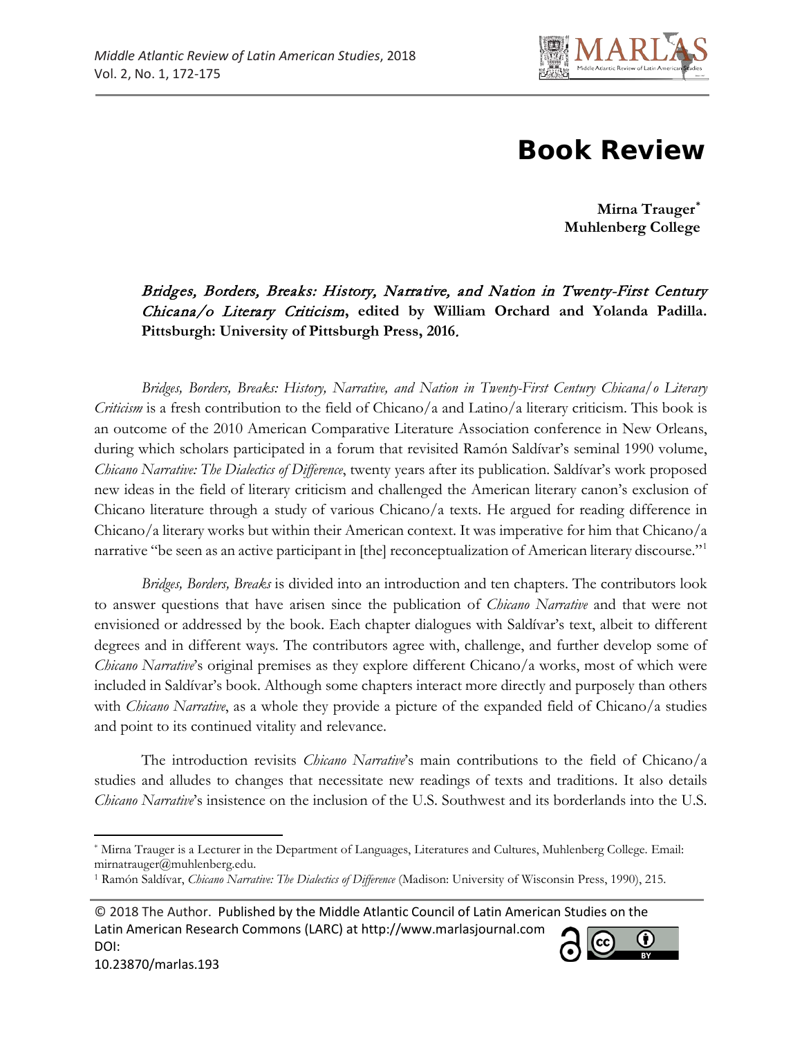# Book Review

**Mirna Trauger[*]**
**Muhlenberg College**

***Bridges, Borders, Breaks: History, Narrative, and Nation in Twenty-First Century Chicana/o Literary Criticism*, edited by William Orchard and Yolanda Padilla. Pittsburgh: University of Pittsburgh Press, 2016.**

*Bridges, Borders, Breaks: History, Narrative, and Nation in Twenty-First Century Chicana/o Literary Criticism* is a fresh contribution to the field of Chicano/a and Latino/a literary criticism. This book is an outcome of the 2010 American Comparative Literature Association conference in New Orleans, during which scholars participated in a forum that revisited Ramón Saldívar's seminal 1990 volume, *Chicano Narrative: The Dialectics of Difference*, twenty years after its publication. Saldívar's work proposed new ideas in the field of literary criticism and challenged the American literary canon's exclusion of Chicano literature through a study of various Chicano/a texts. He argued for reading difference in Chicano/a literary works but within their American context. It was imperative for him that Chicano/a narrative "be seen as an active participant in [the] reconceptualization of American literary discourse."[1]

*Bridges, Borders, Breaks* is divided into an introduction and ten chapters. The contributors look to answer questions that have arisen since the publication of *Chicano Narrative* and that were not envisioned or addressed by the book. Each chapter dialogues with Saldívar's text, albeit to different degrees and in different ways. The contributors agree with, challenge, and further develop some of *Chicano Narrative*'s original premises as they explore different Chicano/a works, most of which were included in Saldívar's book. Although some chapters interact more directly and purposely than others with *Chicano Narrative*, as a whole they provide a picture of the expanded field of Chicano/a studies and point to its continued vitality and relevance.

The introduction revisits *Chicano Narrative*'s main contributions to the field of Chicano/a studies and alludes to changes that necessitate new readings of texts and traditions. It also details *Chicano Narrative*'s insistence on the inclusion of the U.S. Southwest and its borderlands into the U.S.

---

[*] Mirna Trauger is a Lecturer in the Department of Languages, Literatures and Cultures, Muhlenberg College. Email: mirnatrauger@muhlenberg.edu.

[1] Ramón Saldívar, *Chicano Narrative: The Dialectics of Difference* (Madison: University of Wisconsin Press, 1990), 215.

© 2018 The Author. Published by the Middle Atlantic Council of Latin American Studies on the Latin American Research Commons (LARC) at http://www.marlasjournal.com
DOI: 10.23870/marlas.193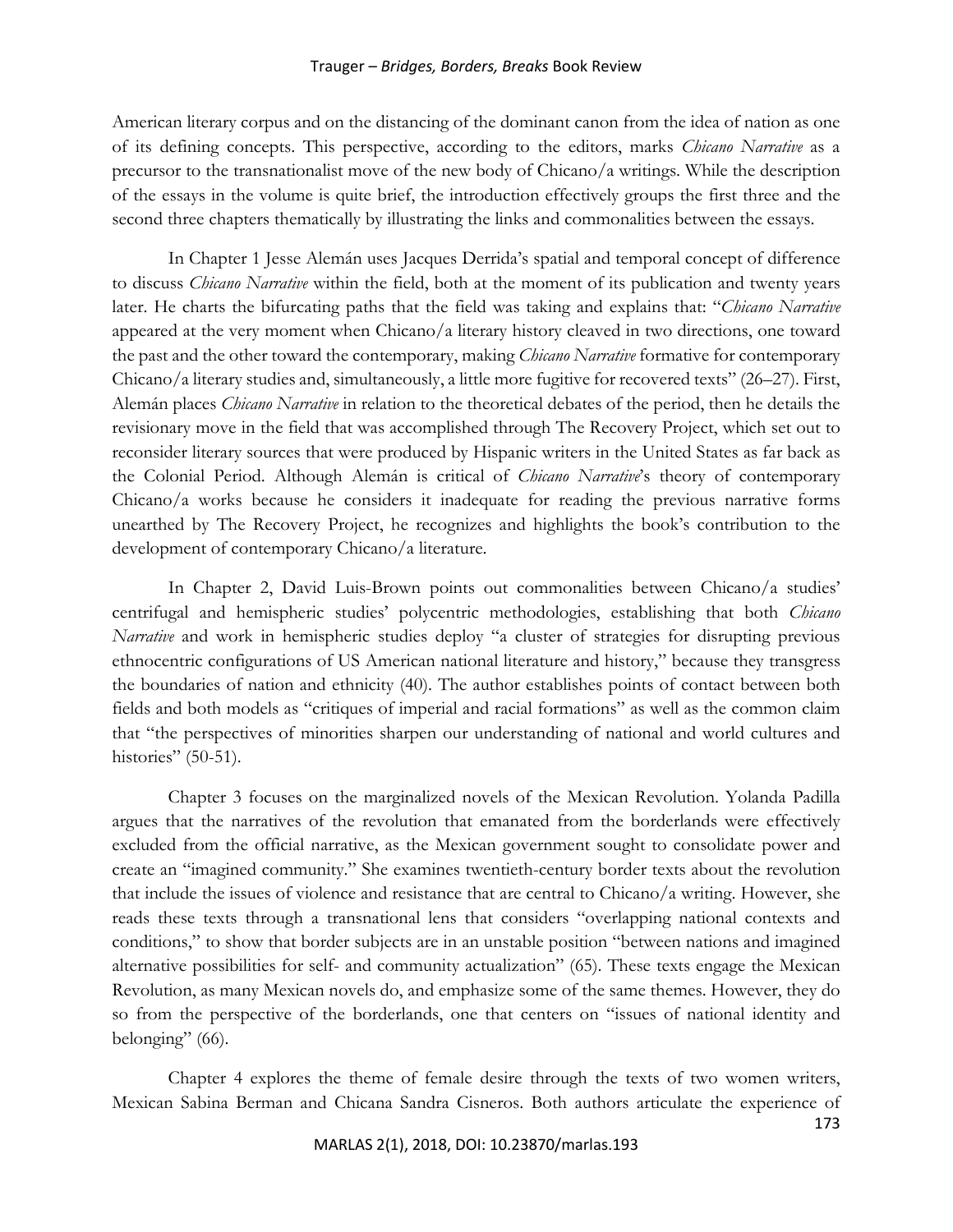American literary corpus and on the distancing of the dominant canon from the idea of nation as one of its defining concepts. This perspective, according to the editors, marks *Chicano Narrative* as a precursor to the transnationalist move of the new body of Chicano/a writings. While the description of the essays in the volume is quite brief, the introduction effectively groups the first three and the second three chapters thematically by illustrating the links and commonalities between the essays.

In Chapter 1 Jesse Alemán uses Jacques Derrida's spatial and temporal concept of difference to discuss *Chicano Narrative* within the field, both at the moment of its publication and twenty years later. He charts the bifurcating paths that the field was taking and explains that: "*Chicano Narrative* appeared at the very moment when Chicano/a literary history cleaved in two directions, one toward the past and the other toward the contemporary, making *Chicano Narrative* formative for contemporary Chicano/a literary studies and, simultaneously, a little more fugitive for recovered texts" (26–27). First, Alemán places *Chicano Narrative* in relation to the theoretical debates of the period, then he details the revisionary move in the field that was accomplished through The Recovery Project, which set out to reconsider literary sources that were produced by Hispanic writers in the United States as far back as the Colonial Period. Although Alemán is critical of *Chicano Narrative*'s theory of contemporary Chicano/a works because he considers it inadequate for reading the previous narrative forms unearthed by The Recovery Project, he recognizes and highlights the book's contribution to the development of contemporary Chicano/a literature.

In Chapter 2, David Luis-Brown points out commonalities between Chicano/a studies' centrifugal and hemispheric studies' polycentric methodologies, establishing that both *Chicano Narrative* and work in hemispheric studies deploy "a cluster of strategies for disrupting previous ethnocentric configurations of US American national literature and history," because they transgress the boundaries of nation and ethnicity (40). The author establishes points of contact between both fields and both models as "critiques of imperial and racial formations" as well as the common claim that "the perspectives of minorities sharpen our understanding of national and world cultures and histories" (50-51).

Chapter 3 focuses on the marginalized novels of the Mexican Revolution. Yolanda Padilla argues that the narratives of the revolution that emanated from the borderlands were effectively excluded from the official narrative, as the Mexican government sought to consolidate power and create an "imagined community." She examines twentieth-century border texts about the revolution that include the issues of violence and resistance that are central to Chicano/a writing. However, she reads these texts through a transnational lens that considers "overlapping national contexts and conditions," to show that border subjects are in an unstable position "between nations and imagined alternative possibilities for self- and community actualization" (65). These texts engage the Mexican Revolution, as many Mexican novels do, and emphasize some of the same themes. However, they do so from the perspective of the borderlands, one that centers on "issues of national identity and belonging" (66).

Chapter 4 explores the theme of female desire through the texts of two women writers, Mexican Sabina Berman and Chicana Sandra Cisneros. Both authors articulate the experience of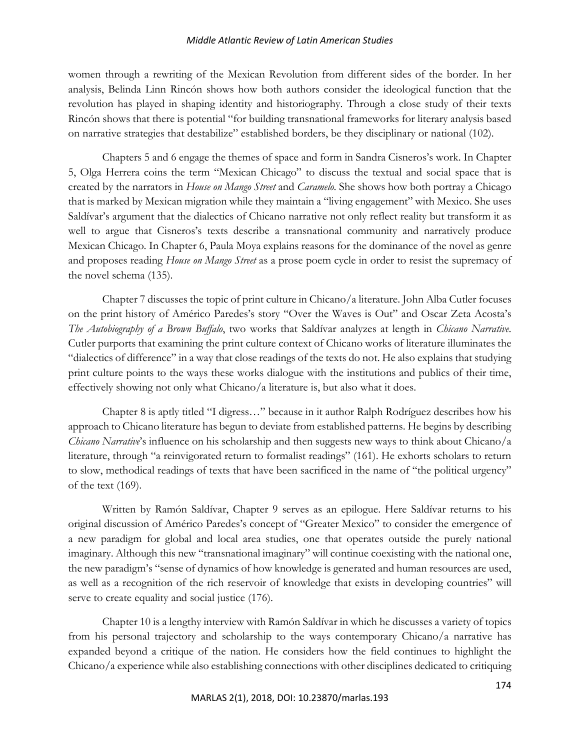women through a rewriting of the Mexican Revolution from different sides of the border. In her analysis, Belinda Linn Rincón shows how both authors consider the ideological function that the revolution has played in shaping identity and historiography. Through a close study of their texts Rincón shows that there is potential "for building transnational frameworks for literary analysis based on narrative strategies that destabilize" established borders, be they disciplinary or national (102).

Chapters 5 and 6 engage the themes of space and form in Sandra Cisneros's work. In Chapter 5, Olga Herrera coins the term "Mexican Chicago" to discuss the textual and social space that is created by the narrators in *House on Mango Street* and *Caramelo*. She shows how both portray a Chicago that is marked by Mexican migration while they maintain a "living engagement" with Mexico. She uses Saldívar's argument that the dialectics of Chicano narrative not only reflect reality but transform it as well to argue that Cisneros's texts describe a transnational community and narratively produce Mexican Chicago. In Chapter 6, Paula Moya explains reasons for the dominance of the novel as genre and proposes reading *House on Mango Street* as a prose poem cycle in order to resist the supremacy of the novel schema (135).

Chapter 7 discusses the topic of print culture in Chicano/a literature. John Alba Cutler focuses on the print history of Américo Paredes's story "Over the Waves is Out" and Oscar Zeta Acosta's *The Autobiography of a Brown Buffalo*, two works that Saldívar analyzes at length in *Chicano Narrative*. Cutler purports that examining the print culture context of Chicano works of literature illuminates the "dialectics of difference" in a way that close readings of the texts do not. He also explains that studying print culture points to the ways these works dialogue with the institutions and publics of their time, effectively showing not only what Chicano/a literature is, but also what it does.

Chapter 8 is aptly titled "I digress…" because in it author Ralph Rodríguez describes how his approach to Chicano literature has begun to deviate from established patterns. He begins by describing *Chicano Narrative*'s influence on his scholarship and then suggests new ways to think about Chicano/a literature, through "a reinvigorated return to formalist readings" (161). He exhorts scholars to return to slow, methodical readings of texts that have been sacrificed in the name of "the political urgency" of the text (169).

Written by Ramón Saldívar, Chapter 9 serves as an epilogue. Here Saldívar returns to his original discussion of Américo Paredes's concept of "Greater Mexico" to consider the emergence of a new paradigm for global and local area studies, one that operates outside the purely national imaginary. Although this new "transnational imaginary" will continue coexisting with the national one, the new paradigm's "sense of dynamics of how knowledge is generated and human resources are used, as well as a recognition of the rich reservoir of knowledge that exists in developing countries" will serve to create equality and social justice (176).

Chapter 10 is a lengthy interview with Ramón Saldívar in which he discusses a variety of topics from his personal trajectory and scholarship to the ways contemporary Chicano/a narrative has expanded beyond a critique of the nation. He considers how the field continues to highlight the Chicano/a experience while also establishing connections with other disciplines dedicated to critiquing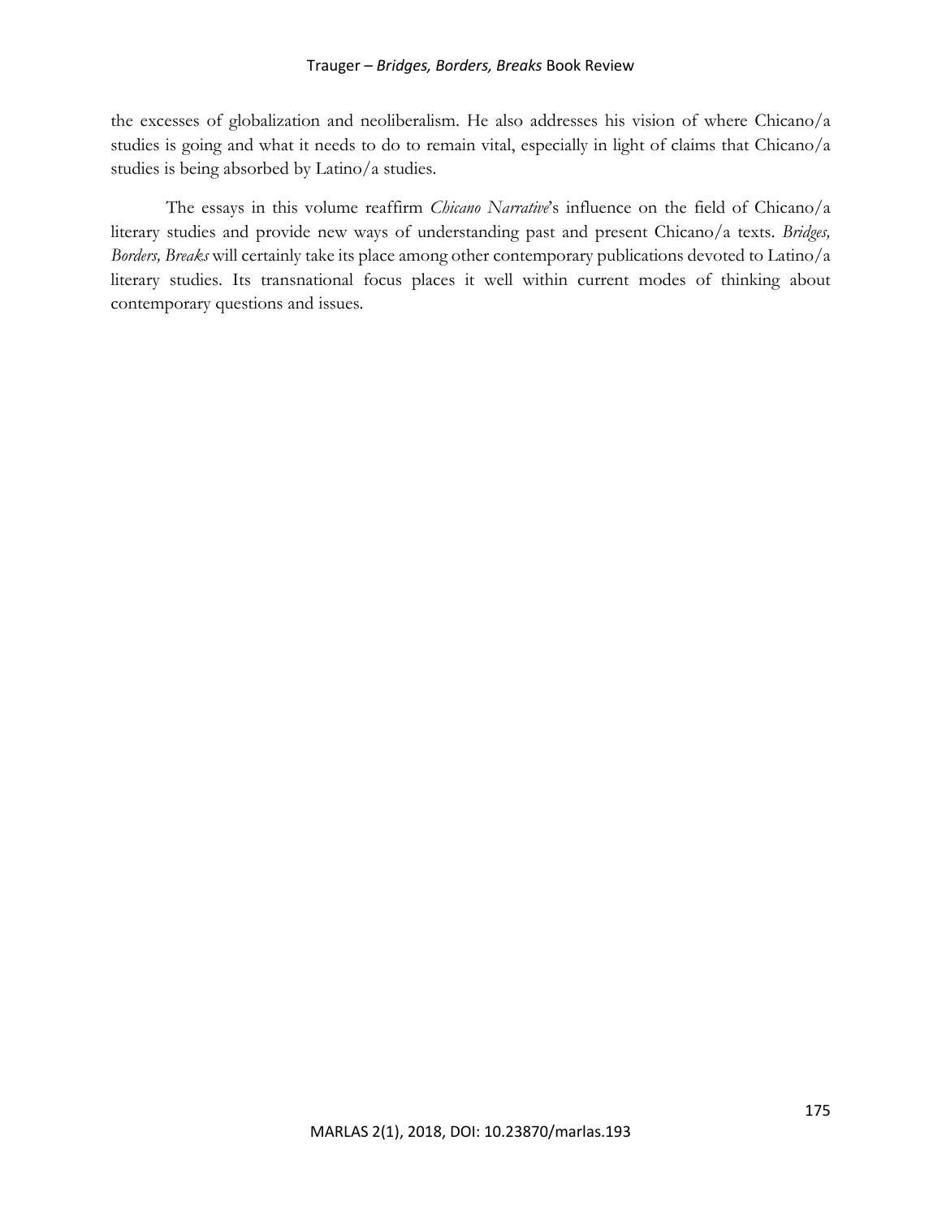the excesses of globalization and neoliberalism. He also addresses his vision of where Chicano/a studies is going and what it needs to do to remain vital, especially in light of claims that Chicano/a studies is being absorbed by Latino/a studies.

The essays in this volume reaffirm *Chicano Narrative*'s influence on the field of Chicano/a literary studies and provide new ways of understanding past and present Chicano/a texts. *Bridges, Borders, Breaks* will certainly take its place among other contemporary publications devoted to Latino/a literary studies. Its transnational focus places it well within current modes of thinking about contemporary questions and issues.